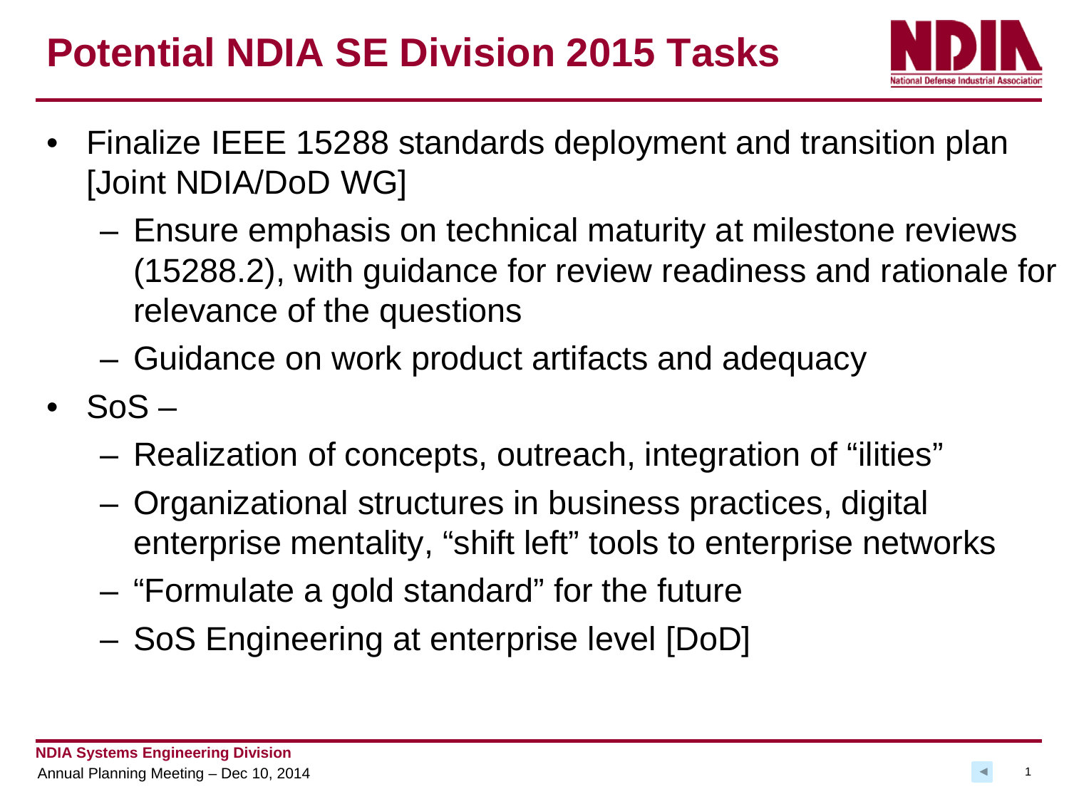# Potential NDIA SE Division 2015 Tasks

- Finalize IEEE 15288 standards deployment and transition plan [Joint NDIA/DoD WG]
  - Ensure emphasis on technical maturity at milestone reviews (15288.2), with guidance for review readiness and rationale for relevance of the questions
  - Guidance on work product artifacts and adequacy
- SoS –
  - Realization of concepts, outreach, integration of "ilities"
  - Organizational structures in business practices, digital enterprise mentality, "shift left" tools to enterprise networks
  - "Formulate a gold standard" for the future
  - SoS Engineering at enterprise level [DoD]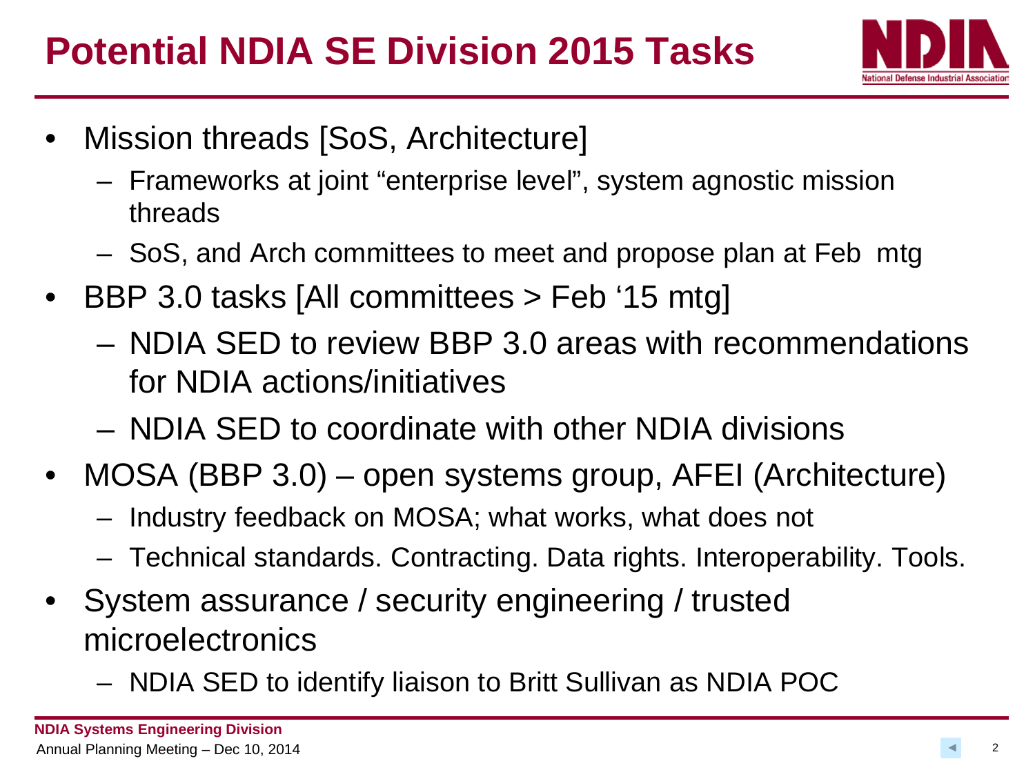# Potential NDIA SE Division 2015 Tasks

- Mission threads [SoS, Architecture]
  - Frameworks at joint “enterprise level”, system agnostic mission threads
  - SoS, and Arch committees to meet and propose plan at Feb mtg
- BBP 3.0 tasks [All committees > Feb ‘15 mtg]
  - NDIA SED to review BBP 3.0 areas with recommendations for NDIA actions/initiatives
  - NDIA SED to coordinate with other NDIA divisions
- MOSA (BBP 3.0) – open systems group, AFEI (Architecture)
  - Industry feedback on MOSA; what works, what does not
  - Technical standards. Contracting. Data rights. Interoperability. Tools.
- System assurance / security engineering / trusted microelectronics
  - NDIA SED to identify liaison to Britt Sullivan as NDIA POC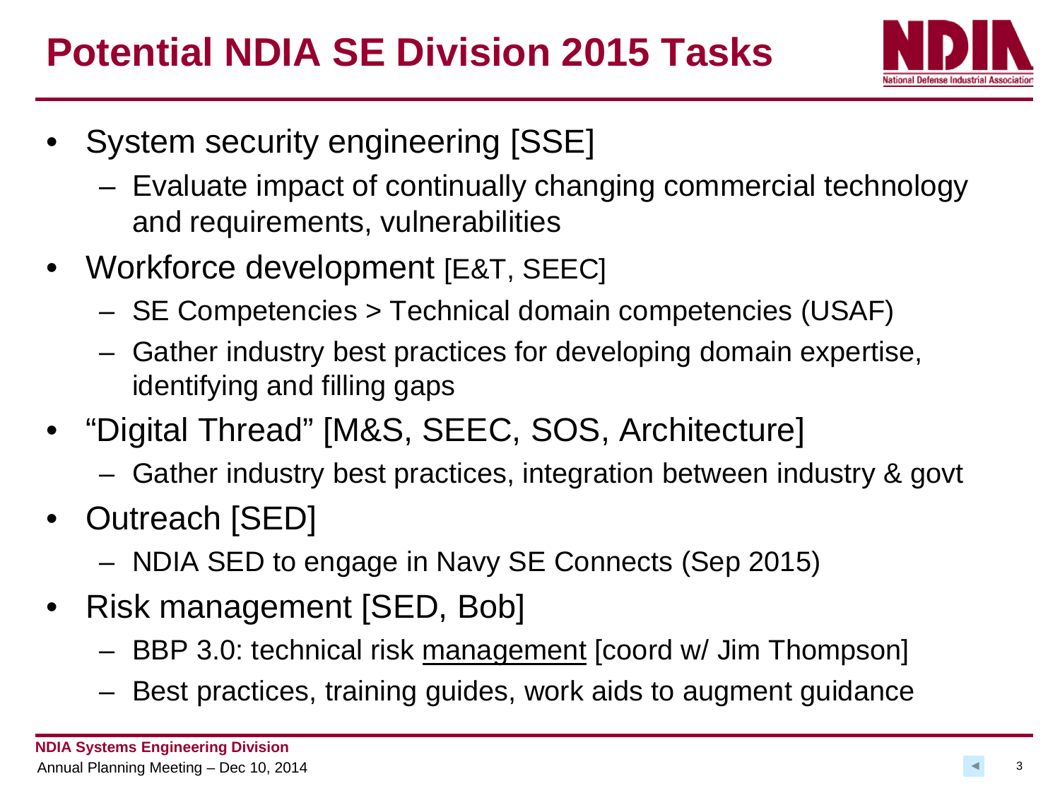# Potential NDIA SE Division 2015 Tasks

- System security engineering [SSE]
  - Evaluate impact of continually changing commercial technology and requirements, vulnerabilities
- Workforce development [E&T, SEEC]
  - SE Competencies > Technical domain competencies (USAF)
  - Gather industry best practices for developing domain expertise, identifying and filling gaps
- "Digital Thread" [M&S, SEEC, SOS, Architecture]
  - Gather industry best practices, integration between industry & govt
- Outreach [SED]
  - NDIA SED to engage in Navy SE Connects (Sep 2015)
- Risk management [SED, Bob]
  - BBP 3.0: technical risk <u>management</u> [coord w/ Jim Thompson]
  - Best practices, training guides, work aids to augment guidance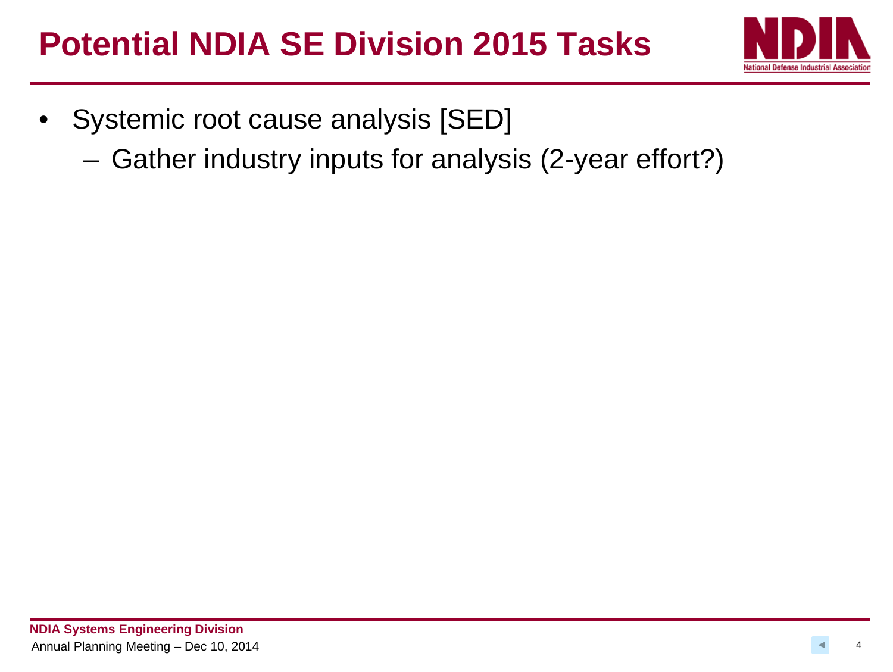# Potential NDIA SE Division 2015 Tasks

- Systemic root cause analysis [SED]
  - Gather industry inputs for analysis (2-year effort?)